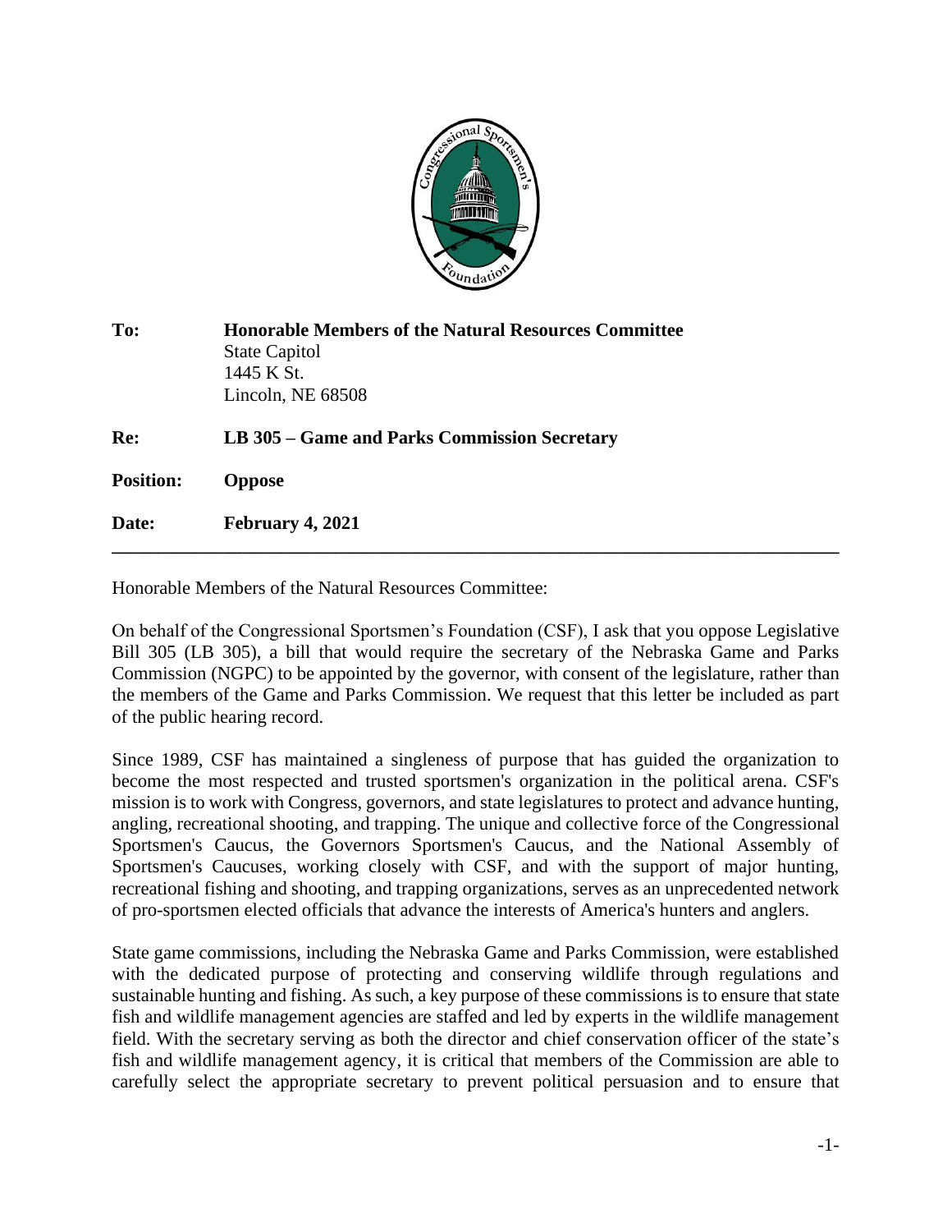**To:** **Honorable Members of the Natural Resources Committee**
State Capitol
1445 K St.
Lincoln, NE 68508

**Re:** **LB 305 – Game and Parks Commission Secretary**

**Position:** **Oppose**

**Date:** **February 4, 2021**

---

Honorable Members of the Natural Resources Committee:

On behalf of the Congressional Sportsmen's Foundation (CSF), I ask that you oppose Legislative Bill 305 (LB 305), a bill that would require the secretary of the Nebraska Game and Parks Commission (NGPC) to be appointed by the governor, with consent of the legislature, rather than the members of the Game and Parks Commission. We request that this letter be included as part of the public hearing record.

Since 1989, CSF has maintained a singleness of purpose that has guided the organization to become the most respected and trusted sportsmen's organization in the political arena. CSF's mission is to work with Congress, governors, and state legislatures to protect and advance hunting, angling, recreational shooting, and trapping. The unique and collective force of the Congressional Sportsmen's Caucus, the Governors Sportsmen's Caucus, and the National Assembly of Sportsmen's Caucuses, working closely with CSF, and with the support of major hunting, recreational fishing and shooting, and trapping organizations, serves as an unprecedented network of pro-sportsmen elected officials that advance the interests of America's hunters and anglers.

State game commissions, including the Nebraska Game and Parks Commission, were established with the dedicated purpose of protecting and conserving wildlife through regulations and sustainable hunting and fishing. As such, a key purpose of these commissions is to ensure that state fish and wildlife management agencies are staffed and led by experts in the wildlife management field. With the secretary serving as both the director and chief conservation officer of the state's fish and wildlife management agency, it is critical that members of the Commission are able to carefully select the appropriate secretary to prevent political persuasion and to ensure that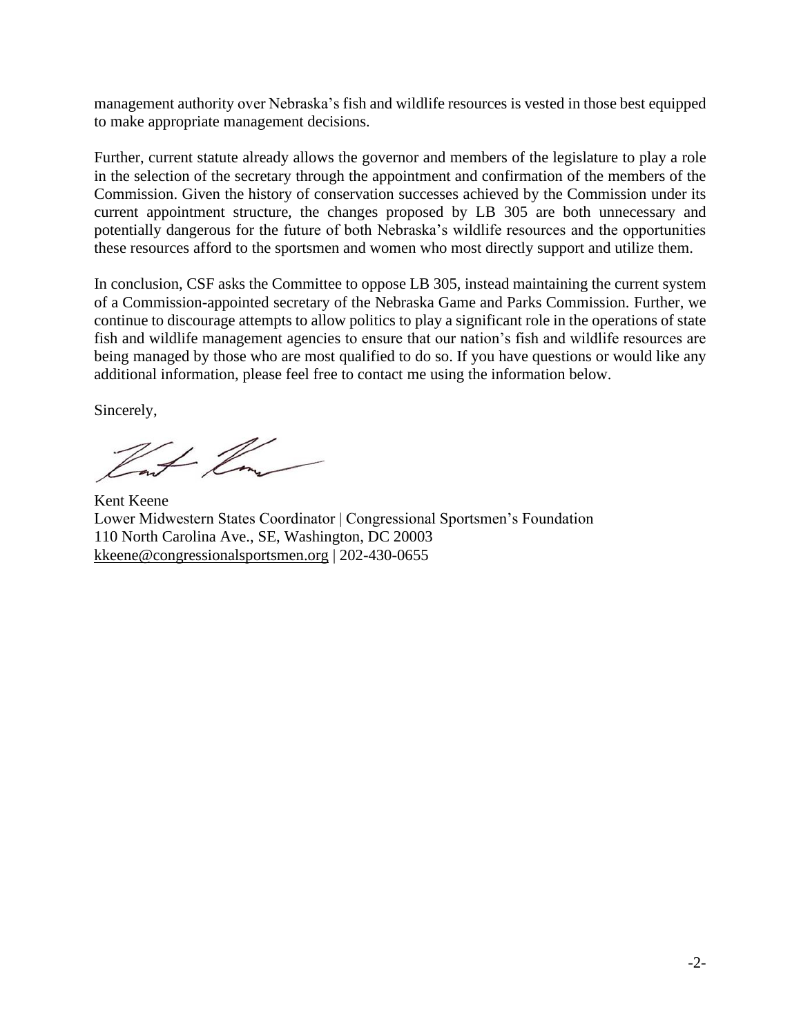management authority over Nebraska's fish and wildlife resources is vested in those best equipped to make appropriate management decisions.

Further, current statute already allows the governor and members of the legislature to play a role in the selection of the secretary through the appointment and confirmation of the members of the Commission. Given the history of conservation successes achieved by the Commission under its current appointment structure, the changes proposed by LB 305 are both unnecessary and potentially dangerous for the future of both Nebraska's wildlife resources and the opportunities these resources afford to the sportsmen and women who most directly support and utilize them.

In conclusion, CSF asks the Committee to oppose LB 305, instead maintaining the current system of a Commission-appointed secretary of the Nebraska Game and Parks Commission. Further, we continue to discourage attempts to allow politics to play a significant role in the operations of state fish and wildlife management agencies to ensure that our nation's fish and wildlife resources are being managed by those who are most qualified to do so. If you have questions or would like any additional information, please feel free to contact me using the information below.

Sincerely,

Kent Keene
Lower Midwestern States Coordinator | Congressional Sportsmen's Foundation
110 North Carolina Ave., SE, Washington, DC 20003
kkeene@congressionalsportsmen.org | 202-430-0655